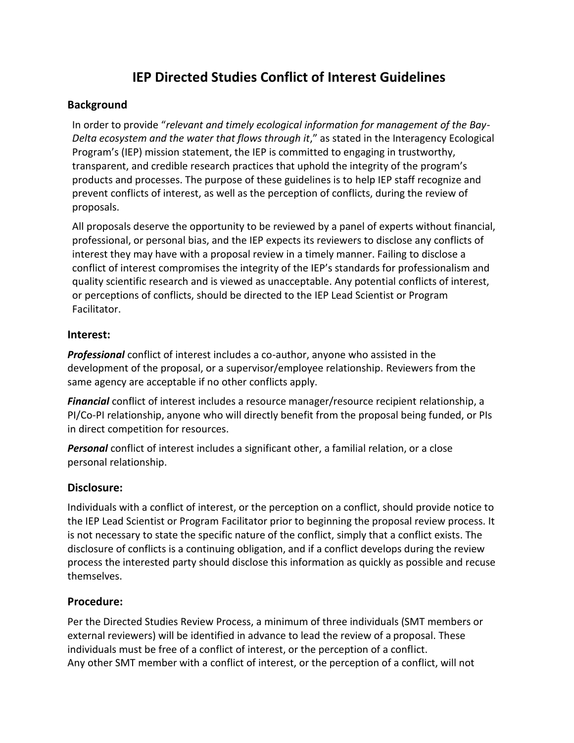# IEP Directed Studies Conflict of Interest Guidelines

## Background

In order to provide "*relevant and timely ecological information for management of the Bay-Delta ecosystem and the water that flows through it*," as stated in the Interagency Ecological Program's (IEP) mission statement, the IEP is committed to engaging in trustworthy, transparent, and credible research practices that uphold the integrity of the program's products and processes. The purpose of these guidelines is to help IEP staff recognize and prevent conflicts of interest, as well as the perception of conflicts, during the review of proposals.

All proposals deserve the opportunity to be reviewed by a panel of experts without financial, professional, or personal bias, and the IEP expects its reviewers to disclose any conflicts of interest they may have with a proposal review in a timely manner. Failing to disclose a conflict of interest compromises the integrity of the IEP's standards for professionalism and quality scientific research and is viewed as unacceptable. Any potential conflicts of interest, or perceptions of conflicts, should be directed to the IEP Lead Scientist or Program Facilitator.

## Interest:

***Professional*** conflict of interest includes a co-author, anyone who assisted in the development of the proposal, or a supervisor/employee relationship. Reviewers from the same agency are acceptable if no other conflicts apply.

***Financial*** conflict of interest includes a resource manager/resource recipient relationship, a PI/Co-PI relationship, anyone who will directly benefit from the proposal being funded, or PIs in direct competition for resources.

***Personal*** conflict of interest includes a significant other, a familial relation, or a close personal relationship.

## Disclosure:

Individuals with a conflict of interest, or the perception on a conflict, should provide notice to the IEP Lead Scientist or Program Facilitator prior to beginning the proposal review process. It is not necessary to state the specific nature of the conflict, simply that a conflict exists. The disclosure of conflicts is a continuing obligation, and if a conflict develops during the review process the interested party should disclose this information as quickly as possible and recuse themselves.

## Procedure:

Per the Directed Studies Review Process, a minimum of three individuals (SMT members or external reviewers) will be identified in advance to lead the review of a proposal. These individuals must be free of a conflict of interest, or the perception of a conflict.
Any other SMT member with a conflict of interest, or the perception of a conflict, will not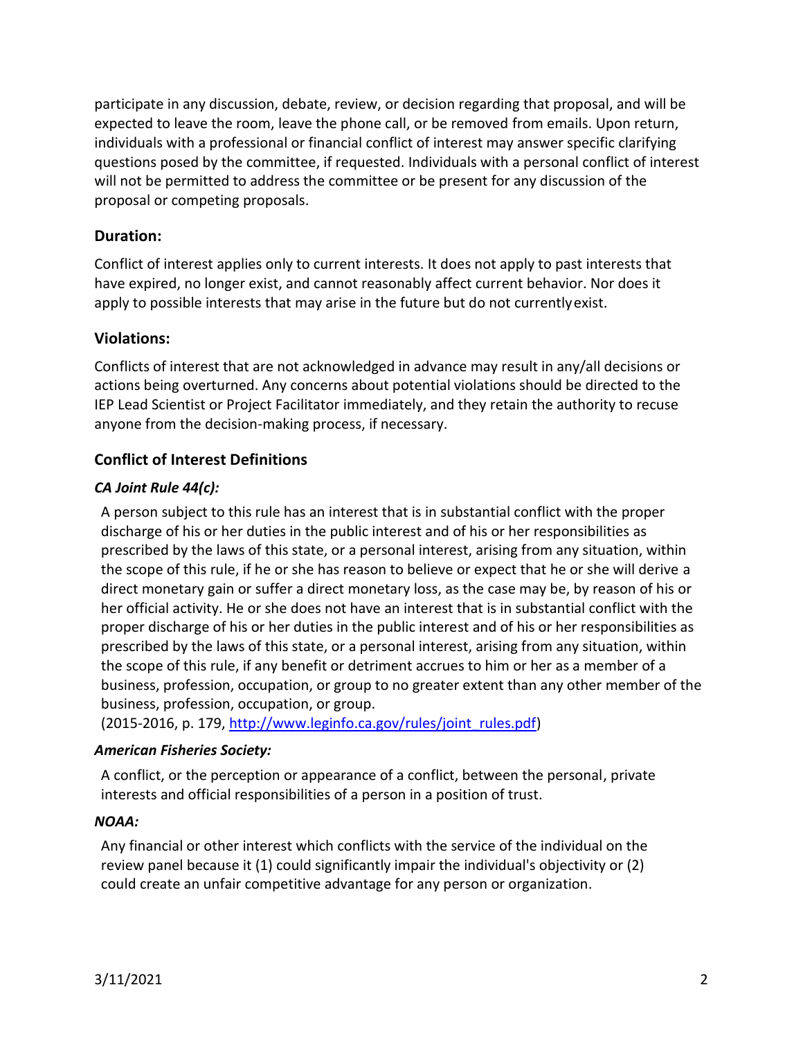participate in any discussion, debate, review, or decision regarding that proposal, and will be expected to leave the room, leave the phone call, or be removed from emails. Upon return, individuals with a professional or financial conflict of interest may answer specific clarifying questions posed by the committee, if requested. Individuals with a personal conflict of interest will not be permitted to address the committee or be present for any discussion of the proposal or competing proposals.

### Duration:

Conflict of interest applies only to current interests. It does not apply to past interests that have expired, no longer exist, and cannot reasonably affect current behavior. Nor does it apply to possible interests that may arise in the future but do not currently exist.

### Violations:

Conflicts of interest that are not acknowledged in advance may result in any/all decisions or actions being overturned. Any concerns about potential violations should be directed to the IEP Lead Scientist or Project Facilitator immediately, and they retain the authority to recuse anyone from the decision-making process, if necessary.

### Conflict of Interest Definitions

#### *CA Joint Rule 44(c):*

A person subject to this rule has an interest that is in substantial conflict with the proper discharge of his or her duties in the public interest and of his or her responsibilities as prescribed by the laws of this state, or a personal interest, arising from any situation, within the scope of this rule, if he or she has reason to believe or expect that he or she will derive a direct monetary gain or suffer a direct monetary loss, as the case may be, by reason of his or her official activity. He or she does not have an interest that is in substantial conflict with the proper discharge of his or her duties in the public interest and of his or her responsibilities as prescribed by the laws of this state, or a personal interest, arising from any situation, within the scope of this rule, if any benefit or detriment accrues to him or her as a member of a business, profession, occupation, or group to no greater extent than any other member of the business, profession, occupation, or group.
(2015-2016, p. 179, http://www.leginfo.ca.gov/rules/joint_rules.pdf)

#### *American Fisheries Society:*

A conflict, or the perception or appearance of a conflict, between the personal, private interests and official responsibilities of a person in a position of trust.

#### *NOAA:*

Any financial or other interest which conflicts with the service of the individual on the review panel because it (1) could significantly impair the individual's objectivity or (2) could create an unfair competitive advantage for any person or organization.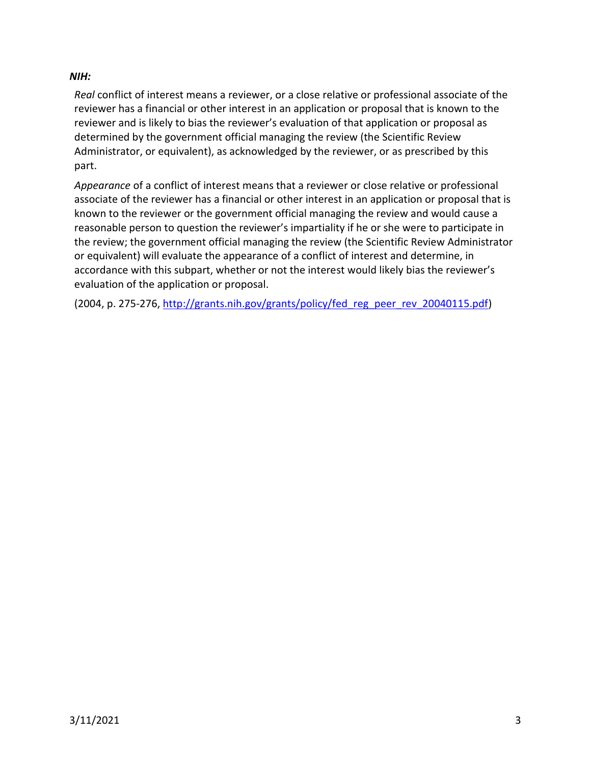***NIH:***

*Real* conflict of interest means a reviewer, or a close relative or professional associate of the reviewer has a financial or other interest in an application or proposal that is known to the reviewer and is likely to bias the reviewer's evaluation of that application or proposal as determined by the government official managing the review (the Scientific Review Administrator, or equivalent), as acknowledged by the reviewer, or as prescribed by this part.

*Appearance* of a conflict of interest means that a reviewer or close relative or professional associate of the reviewer has a financial or other interest in an application or proposal that is known to the reviewer or the government official managing the review and would cause a reasonable person to question the reviewer's impartiality if he or she were to participate in the review; the government official managing the review (the Scientific Review Administrator or equivalent) will evaluate the appearance of a conflict of interest and determine, in accordance with this subpart, whether or not the interest would likely bias the reviewer's evaluation of the application or proposal.

(2004, p. 275-276, [http://grants.nih.gov/grants/policy/fed_reg_peer_rev_20040115.pdf](http://grants.nih.gov/grants/policy/fed_reg_peer_rev_20040115.pdf))